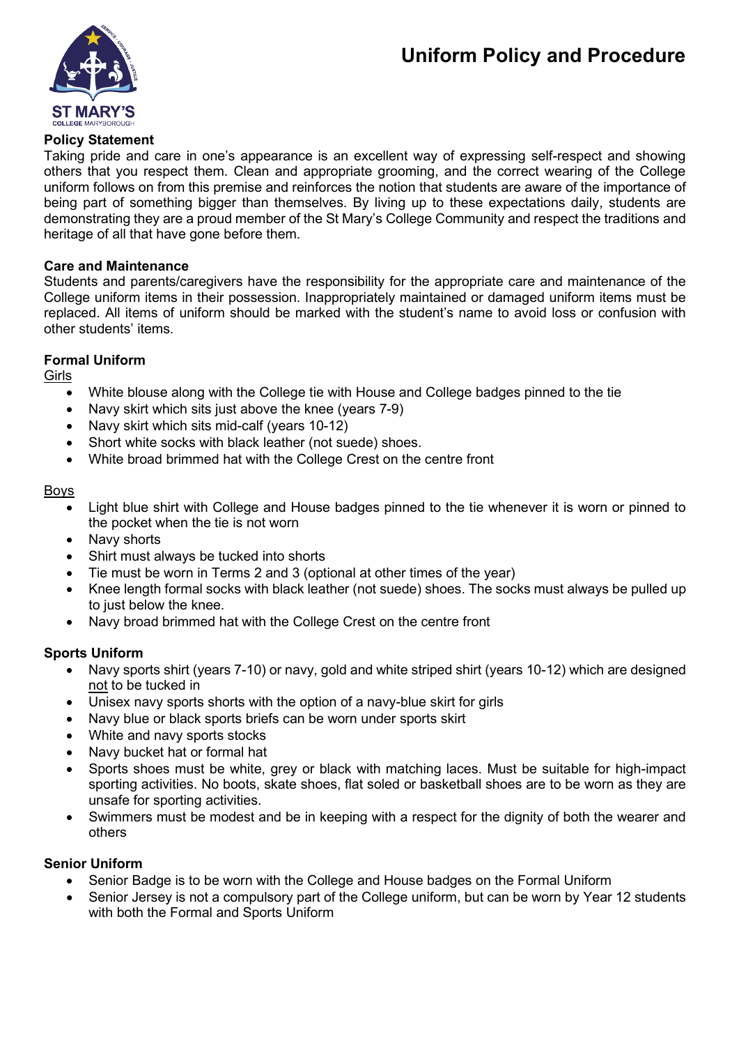# Uniform Policy and Procedure

**Policy Statement**

Taking pride and care in one's appearance is an excellent way of expressing self-respect and showing others that you respect them. Clean and appropriate grooming, and the correct wearing of the College uniform follows on from this premise and reinforces the notion that students are aware of the importance of being part of something bigger than themselves. By living up to these expectations daily, students are demonstrating they are a proud member of the St Mary's College Community and respect the traditions and heritage of all that have gone before them.

**Care and Maintenance**

Students and parents/caregivers have the responsibility for the appropriate care and maintenance of the College uniform items in their possession. Inappropriately maintained or damaged uniform items must be replaced. All items of uniform should be marked with the student's name to avoid loss or confusion with other students' items.

**Formal Uniform**

<u>Girls</u>

- White blouse along with the College tie with House and College badges pinned to the tie
- Navy skirt which sits just above the knee (years 7-9)
- Navy skirt which sits mid-calf (years 10-12)
- Short white socks with black leather (not suede) shoes.
- White broad brimmed hat with the College Crest on the centre front

<u>Boys</u>

- Light blue shirt with College and House badges pinned to the tie whenever it is worn or pinned to the pocket when the tie is not worn
- Navy shorts
- Shirt must always be tucked into shorts
- Tie must be worn in Terms 2 and 3 (optional at other times of the year)
- Knee length formal socks with black leather (not suede) shoes. The socks must always be pulled up to just below the knee.
- Navy broad brimmed hat with the College Crest on the centre front

**Sports Uniform**

- Navy sports shirt (years 7-10) or navy, gold and white striped shirt (years 10-12) which are designed <u>not</u> to be tucked in
- Unisex navy sports shorts with the option of a navy-blue skirt for girls
- Navy blue or black sports briefs can be worn under sports skirt
- White and navy sports stocks
- Navy bucket hat or formal hat
- Sports shoes must be white, grey or black with matching laces. Must be suitable for high-impact sporting activities. No boots, skate shoes, flat soled or basketball shoes are to be worn as they are unsafe for sporting activities.
- Swimmers must be modest and be in keeping with a respect for the dignity of both the wearer and others

**Senior Uniform**

- Senior Badge is to be worn with the College and House badges on the Formal Uniform
- Senior Jersey is not a compulsory part of the College uniform, but can be worn by Year 12 students with both the Formal and Sports Uniform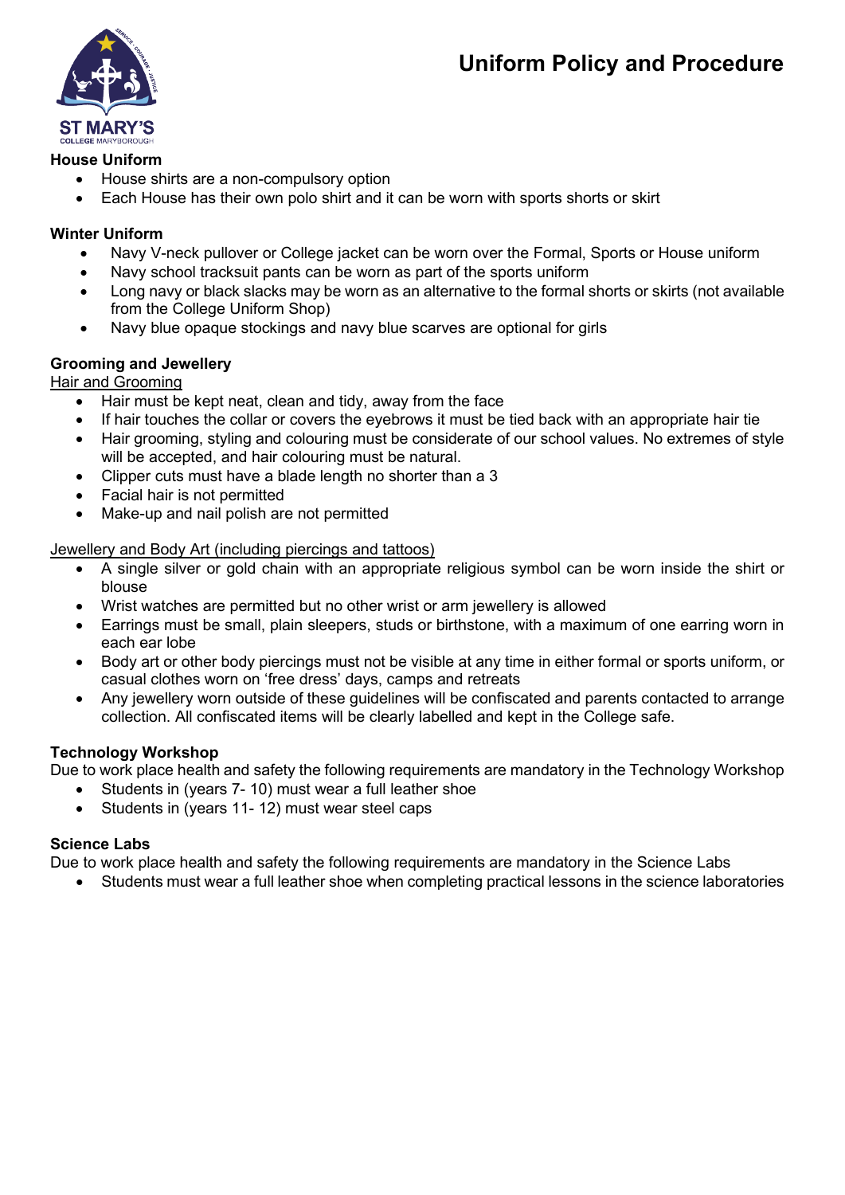## House Uniform

- House shirts are a non-compulsory option
- Each House has their own polo shirt and it can be worn with sports shorts or skirt

## Winter Uniform

- Navy V-neck pullover or College jacket can be worn over the Formal, Sports or House uniform
- Navy school tracksuit pants can be worn as part of the sports uniform
- Long navy or black slacks may be worn as an alternative to the formal shorts or skirts (not available from the College Uniform Shop)
- Navy blue opaque stockings and navy blue scarves are optional for girls

## Grooming and Jewellery

Hair and Grooming

- Hair must be kept neat, clean and tidy, away from the face
- If hair touches the collar or covers the eyebrows it must be tied back with an appropriate hair tie
- Hair grooming, styling and colouring must be considerate of our school values. No extremes of style will be accepted, and hair colouring must be natural.
- Clipper cuts must have a blade length no shorter than a 3
- Facial hair is not permitted
- Make-up and nail polish are not permitted

Jewellery and Body Art (including piercings and tattoos)

- A single silver or gold chain with an appropriate religious symbol can be worn inside the shirt or blouse
- Wrist watches are permitted but no other wrist or arm jewellery is allowed
- Earrings must be small, plain sleepers, studs or birthstone, with a maximum of one earring worn in each ear lobe
- Body art or other body piercings must not be visible at any time in either formal or sports uniform, or casual clothes worn on 'free dress' days, camps and retreats
- Any jewellery worn outside of these guidelines will be confiscated and parents contacted to arrange collection. All confiscated items will be clearly labelled and kept in the College safe.

## Technology Workshop

Due to work place health and safety the following requirements are mandatory in the Technology Workshop

- Students in (years 7- 10) must wear a full leather shoe
- Students in (years 11- 12) must wear steel caps

## Science Labs

Due to work place health and safety the following requirements are mandatory in the Science Labs

- Students must wear a full leather shoe when completing practical lessons in the science laboratories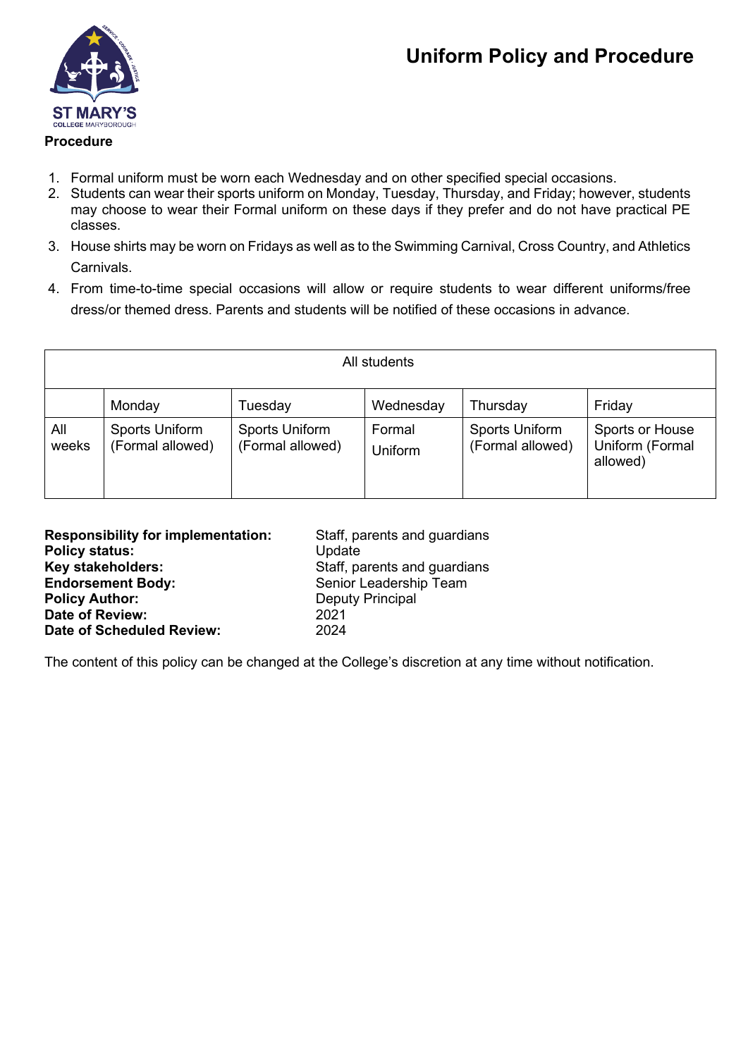# Uniform Policy and Procedure

**Procedure**

1. Formal uniform must be worn each Wednesday and on other specified special occasions.
2. Students can wear their sports uniform on Monday, Tuesday, Thursday, and Friday; however, students may choose to wear their Formal uniform on these days if they prefer and do not have practical PE classes.
3. House shirts may be worn on Fridays as well as to the Swimming Carnival, Cross Country, and Athletics Carnivals.
4. From time-to-time special occasions will allow or require students to wear different uniforms/free dress/or themed dress. Parents and students will be notified of these occasions in advance.

| All students | | | | | |
|---|---|---|---|---|---|
| | Monday | Tuesday | Wednesday | Thursday | Friday |
| All weeks | Sports Uniform (Formal allowed) | Sports Uniform (Formal allowed) | Formal Uniform | Sports Uniform (Formal allowed) | Sports or House Uniform (Formal allowed) |

| | |
|---|---|
| **Responsibility for implementation:** | Staff, parents and guardians |
| **Policy status:** | Update |
| **Key stakeholders:** | Staff, parents and guardians |
| **Endorsement Body:** | Senior Leadership Team |
| **Policy Author:** | Deputy Principal |
| **Date of Review:** | 2021 |
| **Date of Scheduled Review:** | 2024 |

The content of this policy can be changed at the College's discretion at any time without notification.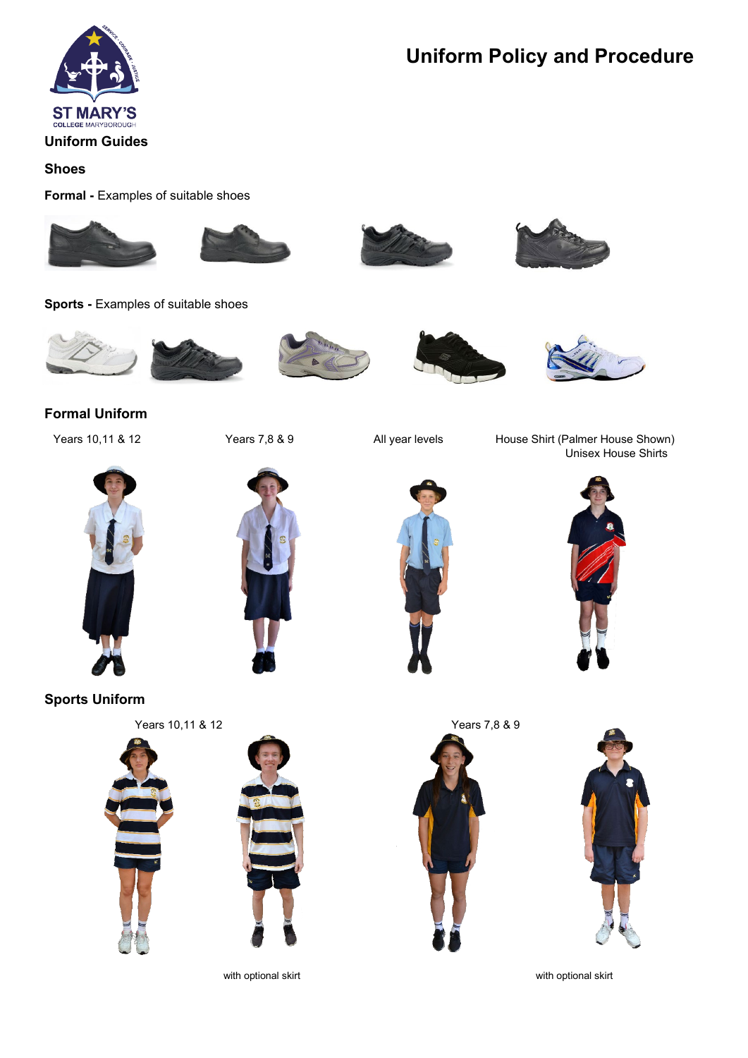# Uniform Policy and Procedure

ST MARY'S
COLLEGE MARYBOROUGH

## Uniform Guides

### Shoes

**Formal -** Examples of suitable shoes

**Sports -** Examples of suitable shoes

### Formal Uniform

Years 10,11 & 12

Years 7,8 & 9

All year levels

House Shirt (Palmer House Shown)
Unisex House Shirts

### Sports Uniform

Years 10,11 & 12

with optional skirt

Years 7,8 & 9

with optional skirt